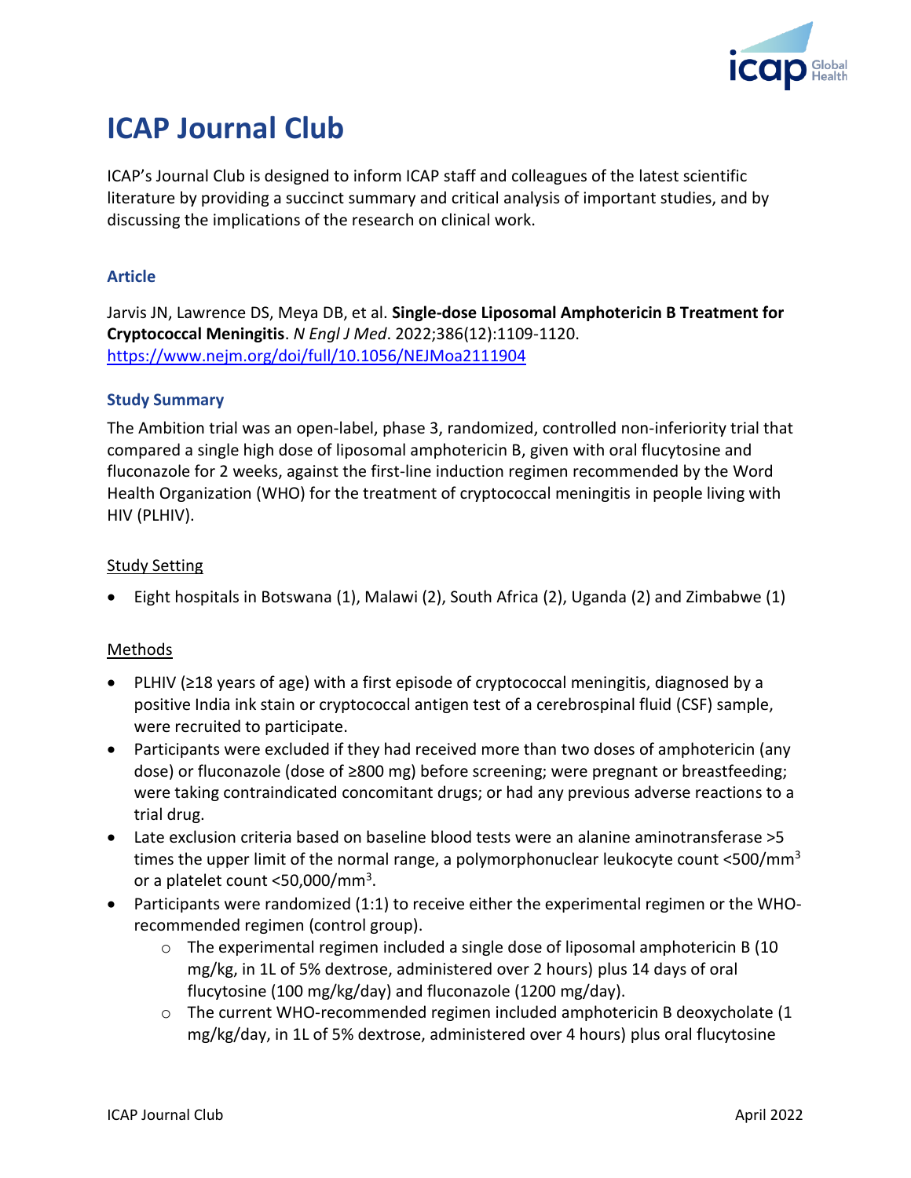# ICAP Journal Club

ICAP's Journal Club is designed to inform ICAP staff and colleagues of the latest scientific literature by providing a succinct summary and critical analysis of important studies, and by discussing the implications of the research on clinical work.

### Article

Jarvis JN, Lawrence DS, Meya DB, et al. **Single-dose Liposomal Amphotericin B Treatment for Cryptococcal Meningitis**. *N Engl J Med*. 2022;386(12):1109-1120. https://www.nejm.org/doi/full/10.1056/NEJMoa2111904

### Study Summary

The Ambition trial was an open-label, phase 3, randomized, controlled non-inferiority trial that compared a single high dose of liposomal amphotericin B, given with oral flucytosine and fluconazole for 2 weeks, against the first-line induction regimen recommended by the Word Health Organization (WHO) for the treatment of cryptococcal meningitis in people living with HIV (PLHIV).

Study Setting

- Eight hospitals in Botswana (1), Malawi (2), South Africa (2), Uganda (2) and Zimbabwe (1)

Methods

- PLHIV (≥18 years of age) with a first episode of cryptococcal meningitis, diagnosed by a positive India ink stain or cryptococcal antigen test of a cerebrospinal fluid (CSF) sample, were recruited to participate.
- Participants were excluded if they had received more than two doses of amphotericin (any dose) or fluconazole (dose of ≥800 mg) before screening; were pregnant or breastfeeding; were taking contraindicated concomitant drugs; or had any previous adverse reactions to a trial drug.
- Late exclusion criteria based on baseline blood tests were an alanine aminotransferase >5 times the upper limit of the normal range, a polymorphonuclear leukocyte count <500/mm$^3$ or a platelet count <50,000/mm$^3$.
- Participants were randomized (1:1) to receive either the experimental regimen or the WHO-recommended regimen (control group).
  - The experimental regimen included a single dose of liposomal amphotericin B (10 mg/kg, in 1L of 5% dextrose, administered over 2 hours) plus 14 days of oral flucytosine (100 mg/kg/day) and fluconazole (1200 mg/day).
  - The current WHO-recommended regimen included amphotericin B deoxycholate (1 mg/kg/day, in 1L of 5% dextrose, administered over 4 hours) plus oral flucytosine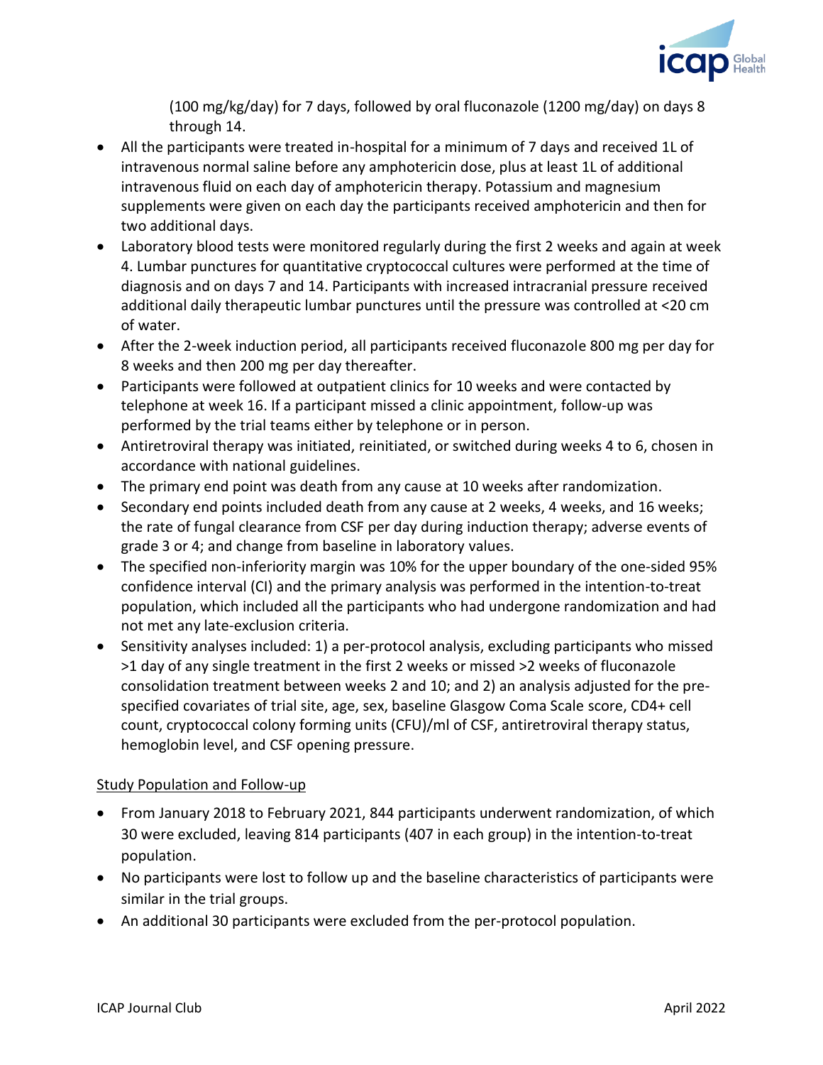(100 mg/kg/day) for 7 days, followed by oral fluconazole (1200 mg/day) on days 8 through 14.

- All the participants were treated in-hospital for a minimum of 7 days and received 1L of intravenous normal saline before any amphotericin dose, plus at least 1L of additional intravenous fluid on each day of amphotericin therapy. Potassium and magnesium supplements were given on each day the participants received amphotericin and then for two additional days.
- Laboratory blood tests were monitored regularly during the first 2 weeks and again at week 4. Lumbar punctures for quantitative cryptococcal cultures were performed at the time of diagnosis and on days 7 and 14. Participants with increased intracranial pressure received additional daily therapeutic lumbar punctures until the pressure was controlled at <20 cm of water.
- After the 2-week induction period, all participants received fluconazole 800 mg per day for 8 weeks and then 200 mg per day thereafter.
- Participants were followed at outpatient clinics for 10 weeks and were contacted by telephone at week 16. If a participant missed a clinic appointment, follow-up was performed by the trial teams either by telephone or in person.
- Antiretroviral therapy was initiated, reinitiated, or switched during weeks 4 to 6, chosen in accordance with national guidelines.
- The primary end point was death from any cause at 10 weeks after randomization.
- Secondary end points included death from any cause at 2 weeks, 4 weeks, and 16 weeks; the rate of fungal clearance from CSF per day during induction therapy; adverse events of grade 3 or 4; and change from baseline in laboratory values.
- The specified non-inferiority margin was 10% for the upper boundary of the one-sided 95% confidence interval (CI) and the primary analysis was performed in the intention-to-treat population, which included all the participants who had undergone randomization and had not met any late-exclusion criteria.
- Sensitivity analyses included: 1) a per-protocol analysis, excluding participants who missed >1 day of any single treatment in the first 2 weeks or missed >2 weeks of fluconazole consolidation treatment between weeks 2 and 10; and 2) an analysis adjusted for the pre-specified covariates of trial site, age, sex, baseline Glasgow Coma Scale score, CD4+ cell count, cryptococcal colony forming units (CFU)/ml of CSF, antiretroviral therapy status, hemoglobin level, and CSF opening pressure.

<u>Study Population and Follow-up</u>

- From January 2018 to February 2021, 844 participants underwent randomization, of which 30 were excluded, leaving 814 participants (407 in each group) in the intention-to-treat population.
- No participants were lost to follow up and the baseline characteristics of participants were similar in the trial groups.
- An additional 30 participants were excluded from the per-protocol population.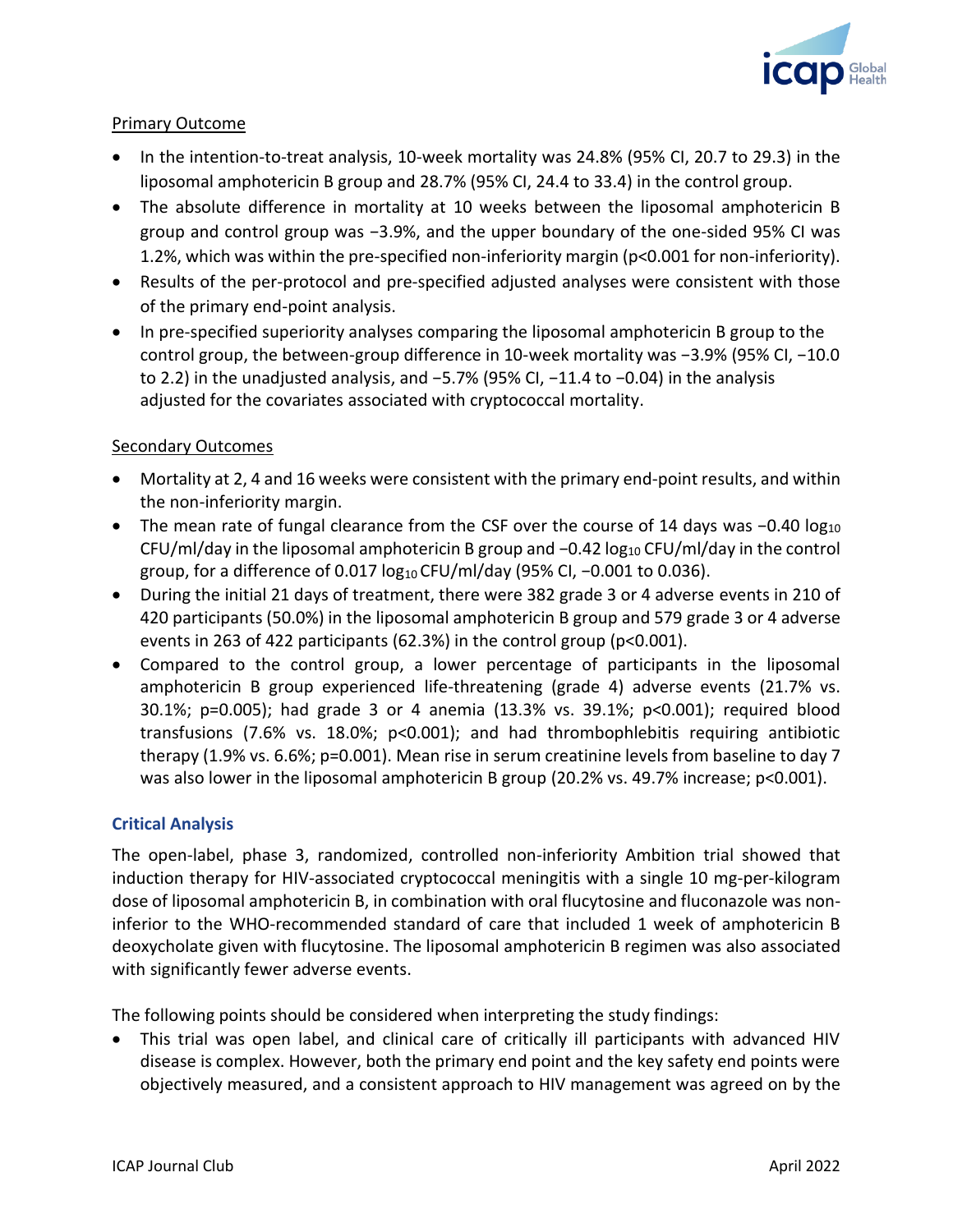Primary Outcome

- In the intention-to-treat analysis, 10-week mortality was 24.8% (95% CI, 20.7 to 29.3) in the liposomal amphotericin B group and 28.7% (95% CI, 24.4 to 33.4) in the control group.
- The absolute difference in mortality at 10 weeks between the liposomal amphotericin B group and control group was −3.9%, and the upper boundary of the one-sided 95% CI was 1.2%, which was within the pre-specified non-inferiority margin ($p<0.001$ for non-inferiority).
- Results of the per-protocol and pre-specified adjusted analyses were consistent with those of the primary end-point analysis.
- In pre-specified superiority analyses comparing the liposomal amphotericin B group to the control group, the between-group difference in 10-week mortality was −3.9% (95% CI, −10.0 to 2.2) in the unadjusted analysis, and −5.7% (95% CI, −11.4 to −0.04) in the analysis adjusted for the covariates associated with cryptococcal mortality.

Secondary Outcomes

- Mortality at 2, 4 and 16 weeks were consistent with the primary end-point results, and within the non-inferiority margin.
- The mean rate of fungal clearance from the CSF over the course of 14 days was −0.40 $\log_{10}$ CFU/ml/day in the liposomal amphotericin B group and −0.42 $\log_{10}$ CFU/ml/day in the control group, for a difference of 0.017 $\log_{10}$ CFU/ml/day (95% CI, −0.001 to 0.036).
- During the initial 21 days of treatment, there were 382 grade 3 or 4 adverse events in 210 of 420 participants (50.0%) in the liposomal amphotericin B group and 579 grade 3 or 4 adverse events in 263 of 422 participants (62.3%) in the control group ($p<0.001$).
- Compared to the control group, a lower percentage of participants in the liposomal amphotericin B group experienced life-threatening (grade 4) adverse events (21.7% vs. 30.1%; $p=0.005$); had grade 3 or 4 anemia (13.3% vs. 39.1%; $p<0.001$); required blood transfusions (7.6% vs. 18.0%; $p<0.001$); and had thrombophlebitis requiring antibiotic therapy (1.9% vs. 6.6%; $p=0.001$). Mean rise in serum creatinine levels from baseline to day 7 was also lower in the liposomal amphotericin B group (20.2% vs. 49.7% increase; $p<0.001$).

## Critical Analysis

The open-label, phase 3, randomized, controlled non-inferiority Ambition trial showed that induction therapy for HIV-associated cryptococcal meningitis with a single 10 mg-per-kilogram dose of liposomal amphotericin B, in combination with oral flucytosine and fluconazole was non-inferior to the WHO-recommended standard of care that included 1 week of amphotericin B deoxycholate given with flucytosine. The liposomal amphotericin B regimen was also associated with significantly fewer adverse events.

The following points should be considered when interpreting the study findings:

- This trial was open label, and clinical care of critically ill participants with advanced HIV disease is complex. However, both the primary end point and the key safety end points were objectively measured, and a consistent approach to HIV management was agreed on by the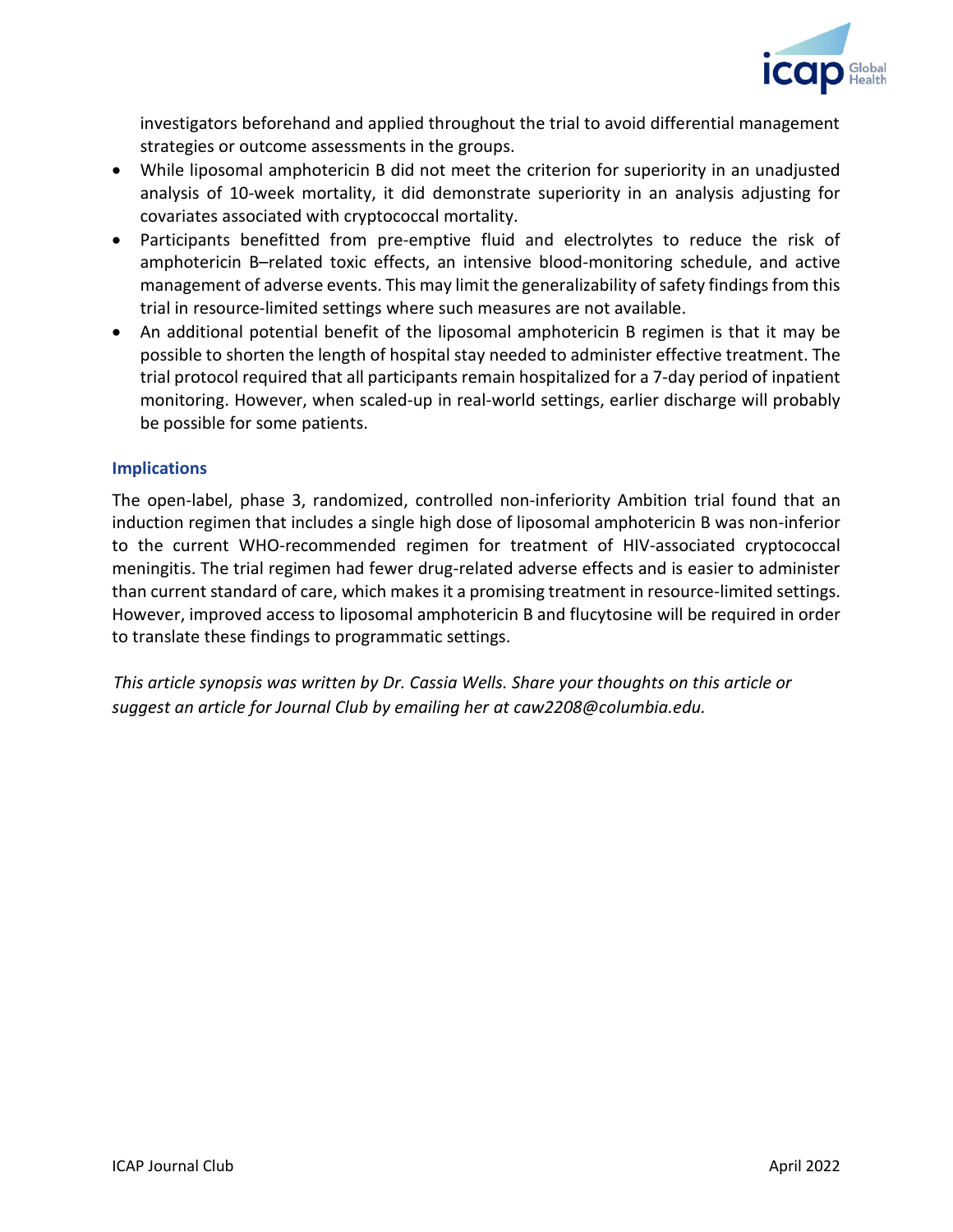investigators beforehand and applied throughout the trial to avoid differential management strategies or outcome assessments in the groups.

- While liposomal amphotericin B did not meet the criterion for superiority in an unadjusted analysis of 10-week mortality, it did demonstrate superiority in an analysis adjusting for covariates associated with cryptococcal mortality.
- Participants benefitted from pre-emptive fluid and electrolytes to reduce the risk of amphotericin B–related toxic effects, an intensive blood-monitoring schedule, and active management of adverse events. This may limit the generalizability of safety findings from this trial in resource-limited settings where such measures are not available.
- An additional potential benefit of the liposomal amphotericin B regimen is that it may be possible to shorten the length of hospital stay needed to administer effective treatment. The trial protocol required that all participants remain hospitalized for a 7-day period of inpatient monitoring. However, when scaled-up in real-world settings, earlier discharge will probably be possible for some patients.

### Implications

The open-label, phase 3, randomized, controlled non-inferiority Ambition trial found that an induction regimen that includes a single high dose of liposomal amphotericin B was non-inferior to the current WHO-recommended regimen for treatment of HIV-associated cryptococcal meningitis. The trial regimen had fewer drug-related adverse effects and is easier to administer than current standard of care, which makes it a promising treatment in resource-limited settings. However, improved access to liposomal amphotericin B and flucytosine will be required in order to translate these findings to programmatic settings.

*This article synopsis was written by Dr. Cassia Wells. Share your thoughts on this article or suggest an article for Journal Club by emailing her at caw2208@columbia.edu.*